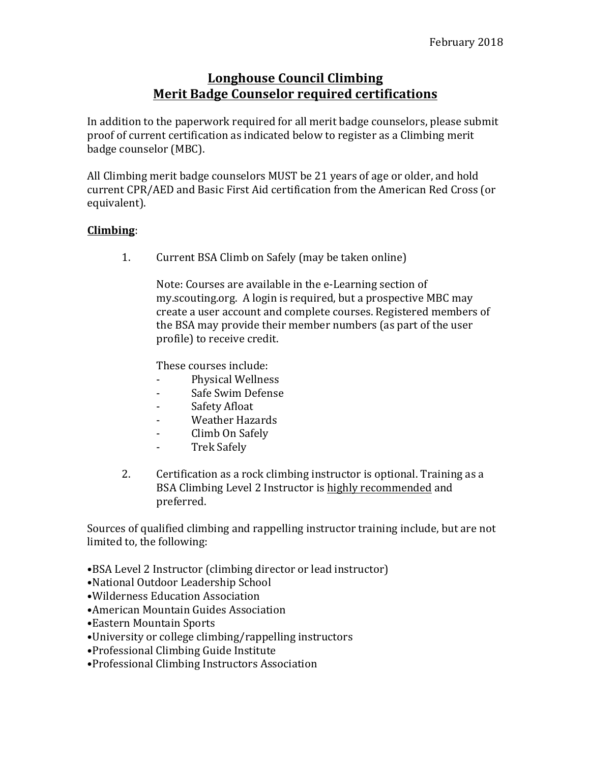February 2018

# Longhouse Council Climbing
# Merit Badge Counselor required certifications

In addition to the paperwork required for all merit badge counselors, please submit proof of current certification as indicated below to register as a Climbing merit badge counselor (MBC).

All Climbing merit badge counselors MUST be 21 years of age or older, and hold current CPR/AED and Basic First Aid certification from the American Red Cross (or equivalent).

**Climbing**:

1. Current BSA Climb on Safely (may be taken online)

   Note: Courses are available in the e-Learning section of my.scouting.org. A login is required, but a prospective MBC may create a user account and complete courses. Registered members of the BSA may provide their member numbers (as part of the user profile) to receive credit.

   These courses include:
   - Physical Wellness
   - Safe Swim Defense
   - Safety Afloat
   - Weather Hazards
   - Climb On Safely
   - Trek Safely

2. Certification as a rock climbing instructor is optional. Training as a BSA Climbing Level 2 Instructor is <u>highly recommended</u> and preferred.

Sources of qualified climbing and rappelling instructor training include, but are not limited to, the following:

- BSA Level 2 Instructor (climbing director or lead instructor)
- National Outdoor Leadership School
- Wilderness Education Association
- American Mountain Guides Association
- Eastern Mountain Sports
- University or college climbing/rappelling instructors
- Professional Climbing Guide Institute
- Professional Climbing Instructors Association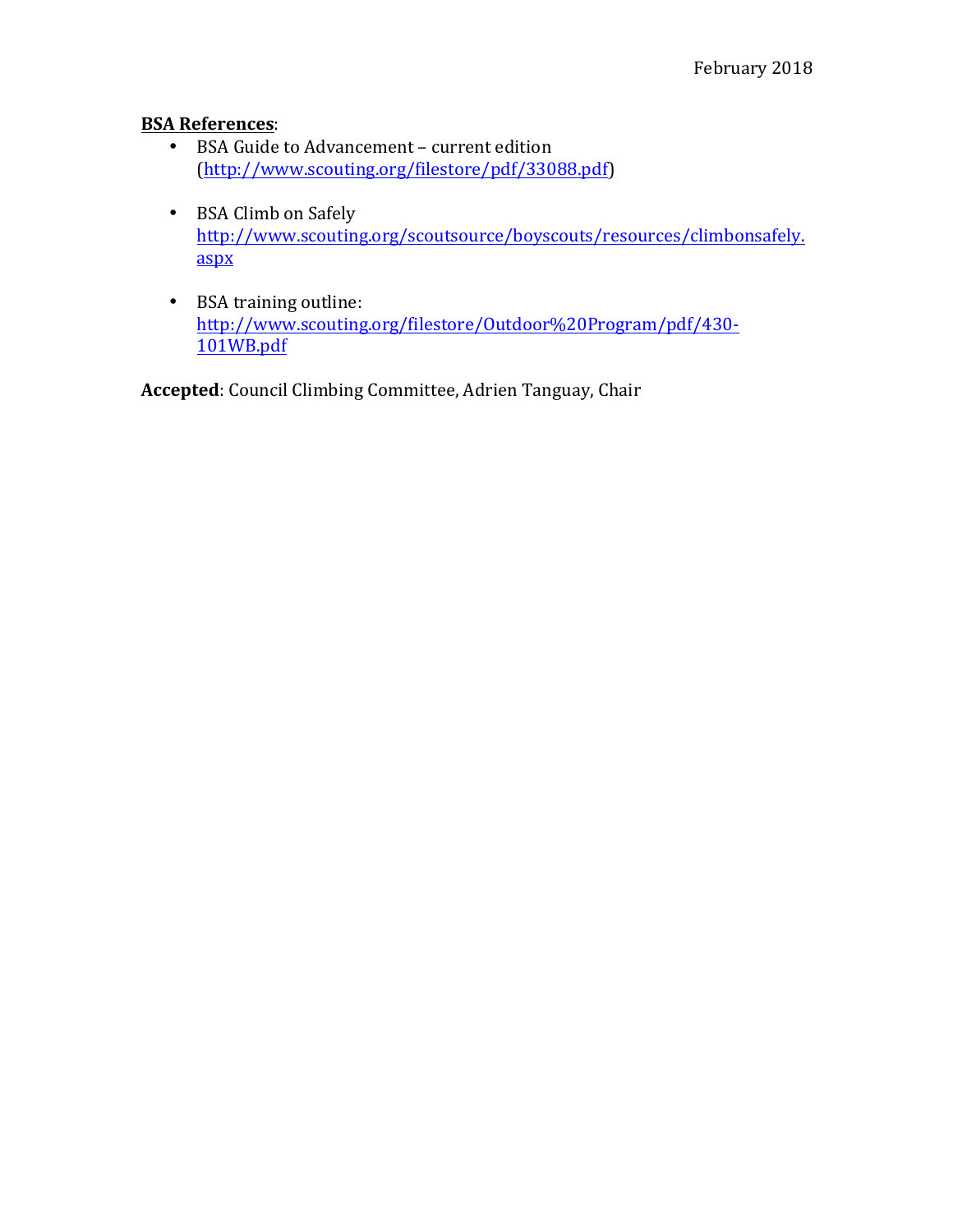February 2018

**<u>BSA References</u>**:

- BSA Guide to Advancement – current edition (http://www.scouting.org/filestore/pdf/33088.pdf)

- BSA Climb on Safely http://www.scouting.org/scoutsource/boyscouts/resources/climbonsafely.aspx

- BSA training outline: http://www.scouting.org/filestore/Outdoor%20Program/pdf/430-101WB.pdf

**Accepted**: Council Climbing Committee, Adrien Tanguay, Chair